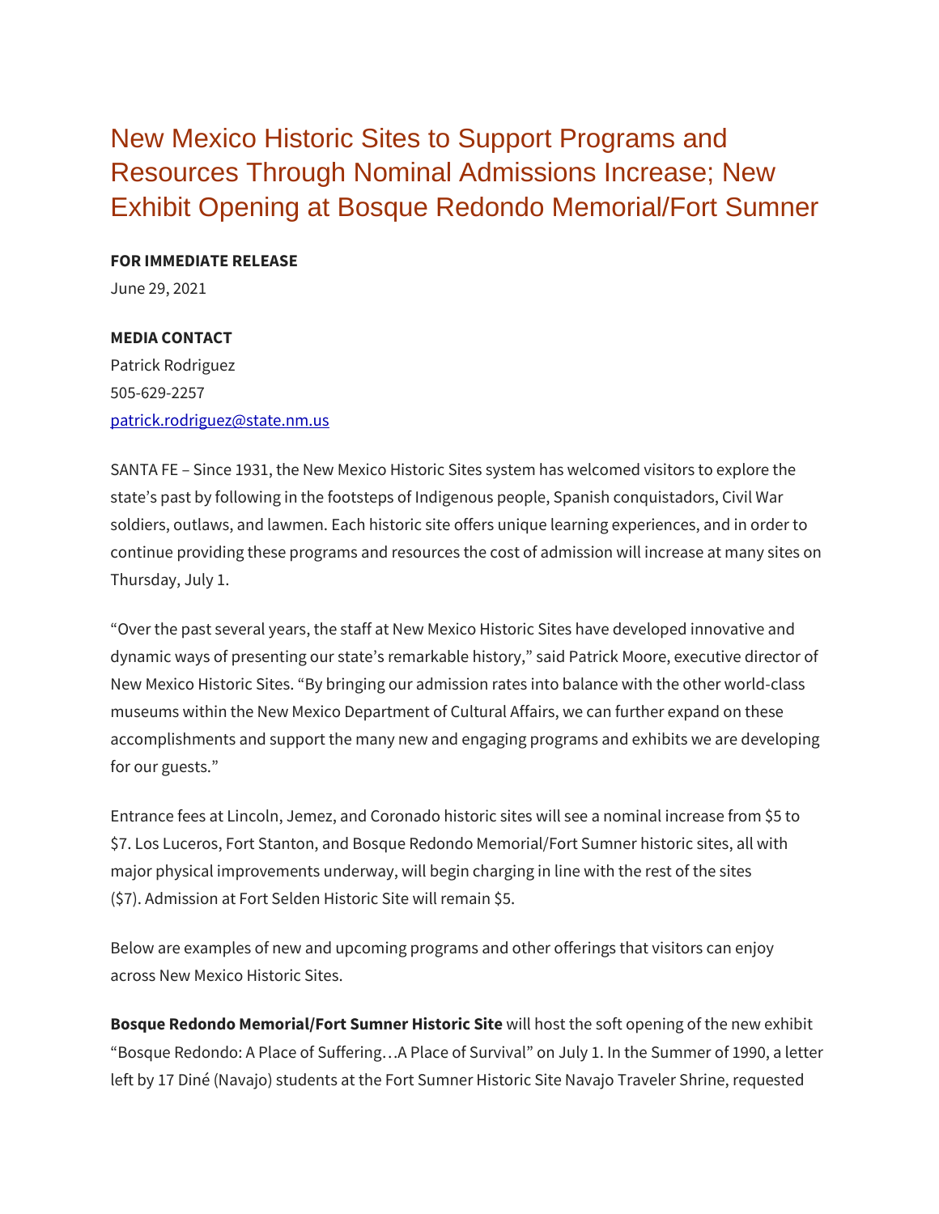# New Mexico Historic Sites to Support Programs and Resources Through Nominal Admissions Increase; New Exhibit Opening at Bosque Redondo Memorial/Fort Sumner

**FOR IMMEDIATE RELEASE**

June 29, 2021

**MEDIA CONTACT**

Patrick Rodriguez

505-629-2257

[patrick.rodriguez@state.nm.us](mailto:patrick.rodriguez@state.nm.us)

SANTA FE – Since 1931, the New Mexico Historic Sites system has welcomed visitors to explore the state's past by following in the footsteps of Indigenous people, Spanish conquistadors, Civil War soldiers, outlaws, and lawmen. Each historic site offers unique learning experiences, and in order to continue providing these programs and resources the cost of admission will increase at many sites on Thursday, July 1.

"Over the past several years, the staff at New Mexico Historic Sites have developed innovative and dynamic ways of presenting our state's remarkable history," said Patrick Moore, executive director of New Mexico Historic Sites. "By bringing our admission rates into balance with the other world-class museums within the New Mexico Department of Cultural Affairs, we can further expand on these accomplishments and support the many new and engaging programs and exhibits we are developing for our guests."

Entrance fees at Lincoln, Jemez, and Coronado historic sites will see a nominal increase from $5 to $7. Los Luceros, Fort Stanton, and Bosque Redondo Memorial/Fort Sumner historic sites, all with major physical improvements underway, will begin charging in line with the rest of the sites ($7). Admission at Fort Selden Historic Site will remain $5.

Below are examples of new and upcoming programs and other offerings that visitors can enjoy across New Mexico Historic Sites.

**Bosque Redondo Memorial/Fort Sumner Historic Site** will host the soft opening of the new exhibit "Bosque Redondo: A Place of Suffering…A Place of Survival" on July 1. In the Summer of 1990, a letter left by 17 Diné (Navajo) students at the Fort Sumner Historic Site Navajo Traveler Shrine, requested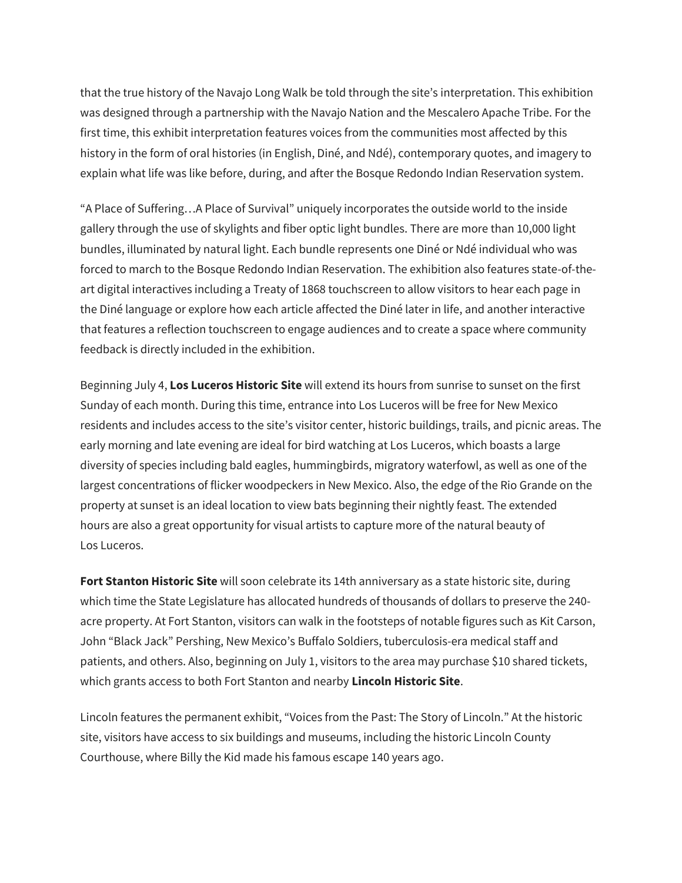that the true history of the Navajo Long Walk be told through the site's interpretation. This exhibition was designed through a partnership with the Navajo Nation and the Mescalero Apache Tribe. For the first time, this exhibit interpretation features voices from the communities most affected by this history in the form of oral histories (in English, Diné, and Ndé), contemporary quotes, and imagery to explain what life was like before, during, and after the Bosque Redondo Indian Reservation system.

"A Place of Suffering…A Place of Survival" uniquely incorporates the outside world to the inside gallery through the use of skylights and fiber optic light bundles. There are more than 10,000 light bundles, illuminated by natural light. Each bundle represents one Diné or Ndé individual who was forced to march to the Bosque Redondo Indian Reservation. The exhibition also features state-of-the-art digital interactives including a Treaty of 1868 touchscreen to allow visitors to hear each page in the Diné language or explore how each article affected the Diné later in life, and another interactive that features a reflection touchscreen to engage audiences and to create a space where community feedback is directly included in the exhibition.

Beginning July 4, **Los Luceros Historic Site** will extend its hours from sunrise to sunset on the first Sunday of each month. During this time, entrance into Los Luceros will be free for New Mexico residents and includes access to the site's visitor center, historic buildings, trails, and picnic areas. The early morning and late evening are ideal for bird watching at Los Luceros, which boasts a large diversity of species including bald eagles, hummingbirds, migratory waterfowl, as well as one of the largest concentrations of flicker woodpeckers in New Mexico. Also, the edge of the Rio Grande on the property at sunset is an ideal location to view bats beginning their nightly feast. The extended hours are also a great opportunity for visual artists to capture more of the natural beauty of Los Luceros.

**Fort Stanton Historic Site** will soon celebrate its 14th anniversary as a state historic site, during which time the State Legislature has allocated hundreds of thousands of dollars to preserve the 240-acre property. At Fort Stanton, visitors can walk in the footsteps of notable figures such as Kit Carson, John "Black Jack" Pershing, New Mexico's Buffalo Soldiers, tuberculosis-era medical staff and patients, and others. Also, beginning on July 1, visitors to the area may purchase $10 shared tickets, which grants access to both Fort Stanton and nearby **Lincoln Historic Site**.

Lincoln features the permanent exhibit, "Voices from the Past: The Story of Lincoln." At the historic site, visitors have access to six buildings and museums, including the historic Lincoln County Courthouse, where Billy the Kid made his famous escape 140 years ago.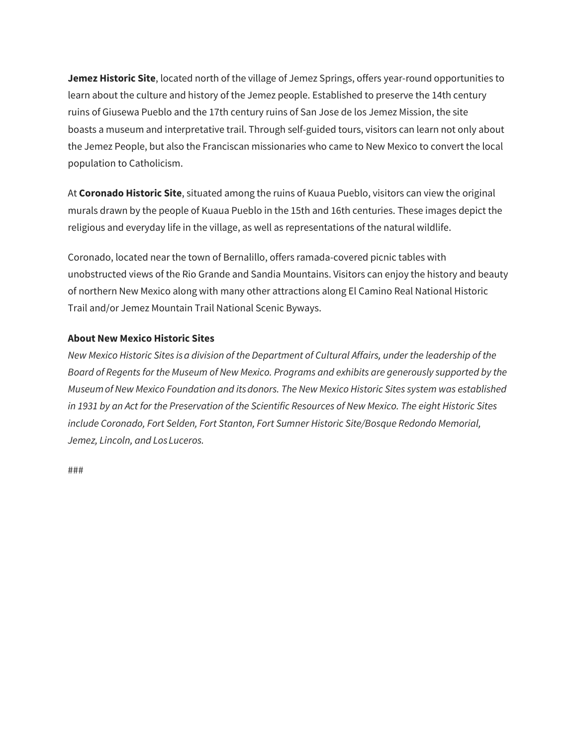**Jemez Historic Site**, located north of the village of Jemez Springs, offers year-round opportunities to learn about the culture and history of the Jemez people. Established to preserve the 14th century ruins of Giusewa Pueblo and the 17th century ruins of San Jose de los Jemez Mission, the site boasts a museum and interpretative trail. Through self-guided tours, visitors can learn not only about the Jemez People, but also the Franciscan missionaries who came to New Mexico to convert the local population to Catholicism.

At **Coronado Historic Site**, situated among the ruins of Kuaua Pueblo, visitors can view the original murals drawn by the people of Kuaua Pueblo in the 15th and 16th centuries. These images depict the religious and everyday life in the village, as well as representations of the natural wildlife.

Coronado, located near the town of Bernalillo, offers ramada-covered picnic tables with unobstructed views of the Rio Grande and Sandia Mountains. Visitors can enjoy the history and beauty of northern New Mexico along with many other attractions along El Camino Real National Historic Trail and/or Jemez Mountain Trail National Scenic Byways.

**About New Mexico Historic Sites**

*New Mexico Historic Sites is a division of the Department of Cultural Affairs, under the leadership of the Board of Regents for the Museum of New Mexico. Programs and exhibits are generously supported by the Museum of New Mexico Foundation and its donors. The New Mexico Historic Sites system was established in 1931 by an Act for the Preservation of the Scientific Resources of New Mexico. The eight Historic Sites include Coronado, Fort Selden, Fort Stanton, Fort Sumner Historic Site/Bosque Redondo Memorial, Jemez, Lincoln, and Los Luceros.*

###